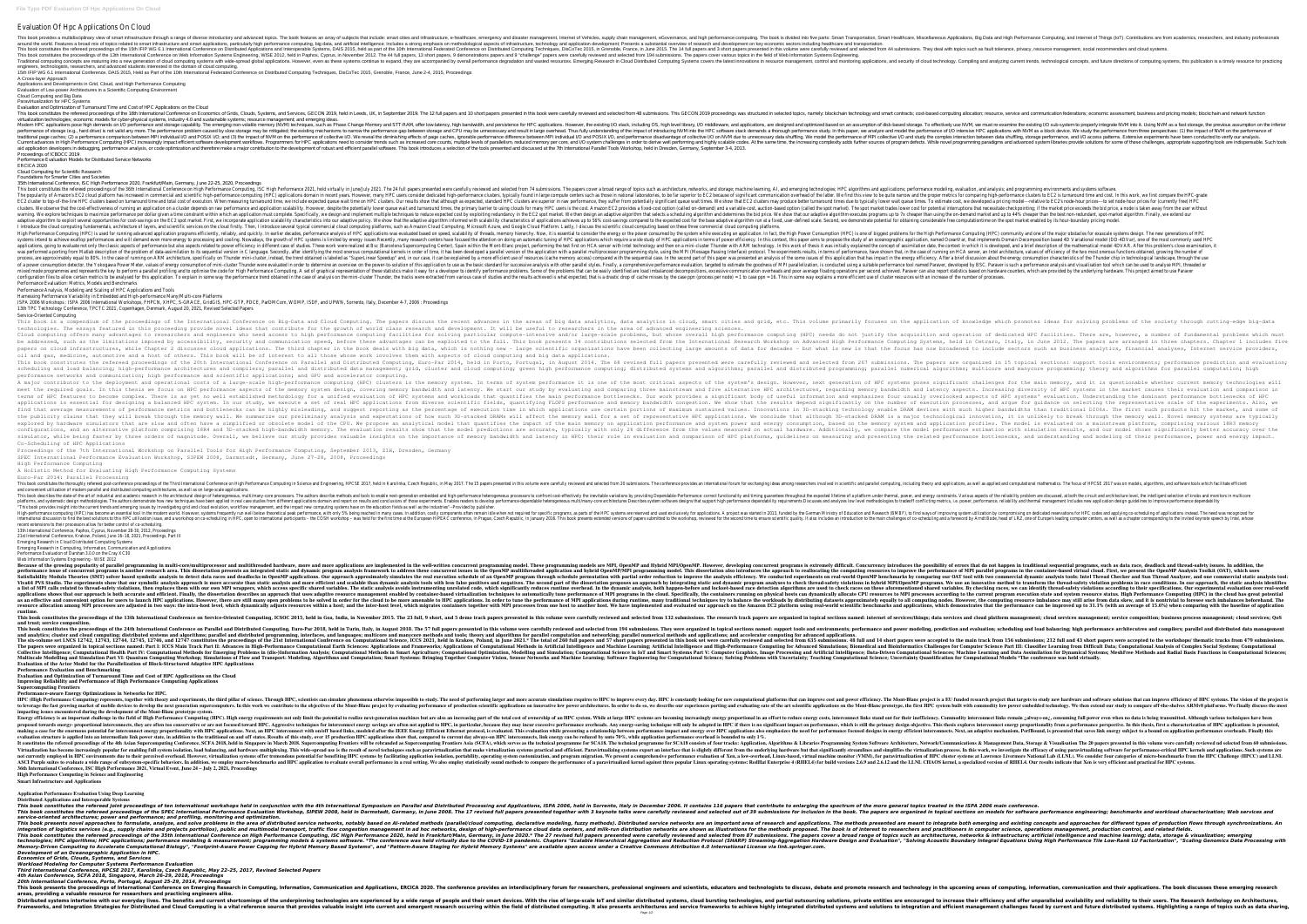# Evaluation Of Hpc Applications On Cloud

A Cross-layer Approach

Applications and Developments in Grid, Cloud, and High Performance Computing

Evaluation of Low-power Architectures in a Scientific Computing Environment

Cloud Computing and Big Data

Paravirtualization for HPC Systems

Evaluation and Optimization of Turnaround Time and Cost of HPC Applications on the Cloud

15th IFIP WG 6.1 International Conference, DAIS 2015, Held as Part of the 10th International Federated Conference on Distributed Computing Techniques, DisCoTec 2015, Grenoble, France, June 2-4, 2015, Proceedings

Proceedings of ICEBCC 2019

Performance Evaluation Models for Distributed Service Networks

ERCICA 2020

Cloud Computing for Scientific Research

Foundations for Smarter Cities and Societies

35th International Conference, ISC High Performance 2020, Frankfurt/Main, Germany, June 22–25, 2020, Proceedings

Performance Evaluation: Metrics, Models and Benchmarks

Performance Analysis, Modeling and Scaling of HPC Applications and Tools

Harnessing Performance Variability in Embedded and High-performance Many/Multi-core Platforms

ISPA 2006 Workshops: ISPA 2006 International Workshops, FHPCN, XHPC, S-GRACE, GridGIS, HPC-GTP, PDCE, ParDMCom, WOMP, ISDF, and UPWN, Sorrento, Italy, December 4-7, 2006 : Proceedings

13th TPC Technology Conference, TPCTC 2021, Copenhagen, Denmark, August 20, 2021, Revised Selected Papers

Service-Oriented Computing

Co-Scheduling of HPC Applications

Proceedings of the 7th International Workshop on Parallel Tools for High Performance Computing, September 2013, ZIH, Dresden, Germany

SPEC International Performance Evaluation Workshop, SIPEW 2008, Darmstadt, Germany, June 27-28, 2008, Proceedings

High Performance Computing

A Holistic Method for Evaluating High Performance Computing Systems

Euro-Par 2014: Parallel Processing

13th International Conference, Paphos, Cyprus, November 28-30, 2011, Proceedings

21st International Conference, Poznań, Poland, June 16–18, 2021, Proceedings, Part III

Emerging Research in Cloud Distributed Computing Systems

Emerging Research in Computing, Information, Communication and Applications

Performance Evaluation of Darshan 3.0.0 on the Cray XC30

Web Information Systems Engineering - WISE 2012

**Performance Evaluation and Benchmarking**

**Evaluation and Optimization of Turnaround Time and Cost of HPC Applications on the Cloud**

**Improving Reliability and Performance of High Performance Computing Applications**

**Supercomputing Frontiers**

**Performance-aware Energy Optimizations in Networks for HPC.**

**Application Performance Evaluation Using Deep Learning**

**Distributed Applications and Interoperable Systems**

***Economics of Grids, Clouds, Systems, and Services***

***Workload Modeling for Computer Systems Performance Evaluation***

***Third International Conference, HPCSE 2017, Karolinka, Czech Republic, May 22–25, 2017, Revised Selected Papers***

***4th Asian Conference, SCFA 2018, Singapore, March 26–29, 2018, Proceedings***

***20th International Conference, Porto, Portugal, August 25–29, 2014, Proceedings***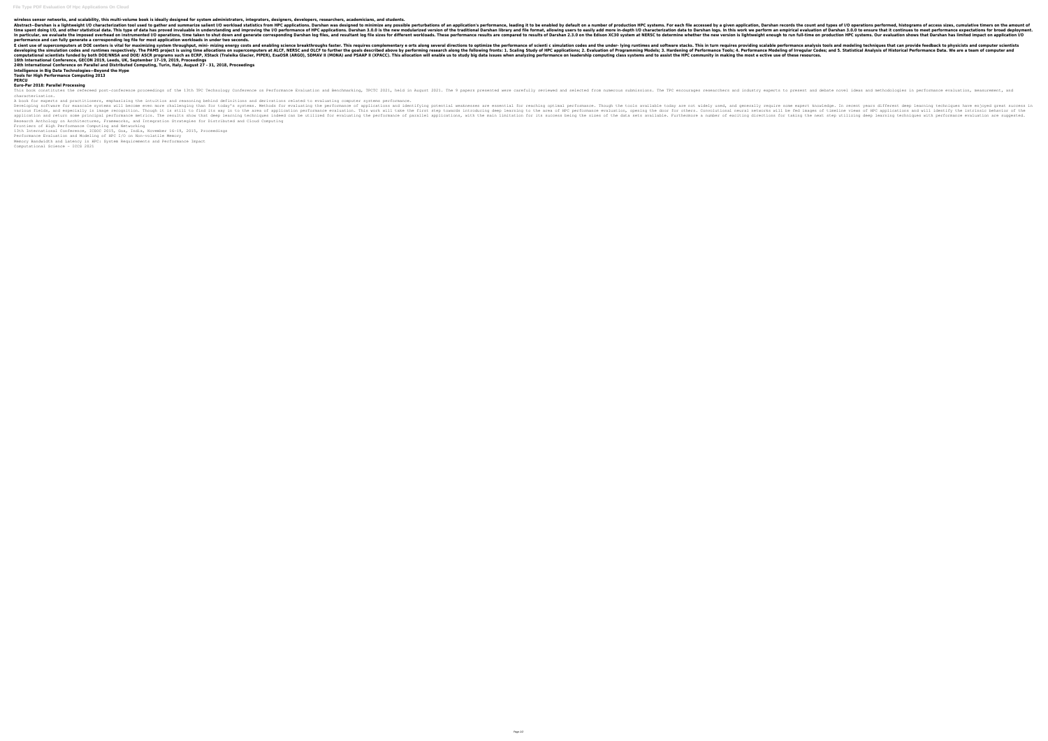wireless sensor networks, and scalability, this multi-volume book is ideally designed for system administrators, integrators, designers, developers, researchers, academicians, and students.

Abstract—Darshan is a lightweight I/O characterization tool used to gather and summarize salient I/O workload statistics from HPC applications. Darshan was designed to minimize any possible perturbations of an application's performance, leading it to be enabled by default on a number of production HPC systems. For each file accessed by a given application, Darshan records the count and types of I/O operations performed, histograms of access sizes, cumulative timers on the amount of time spent doing I/O, and other statistical data. This type of data has proved invaluable in understanding and improving the I/O performance of HPC applications. Darshan 3.0.0 is the new modularized version of the traditional Darshan library and file format, allowing users to easily add more in-depth I/O characterization data to Darshan logs. In this work we perform an empirical evaluation of Darshan 3.0.0 to ensure that it continues to meet performance expectations for broad deployment. In particular, we evaluate the imposed overhead on instrumented I/O operations, time taken to shut down and generate corresponding Darshan log files, and resultant log file sizes for different workloads. These performance results are compared to results of Darshan 2.3.0 on the Edison XC30 system at NERSC to determine whether the new version is lightweight enough to run full-time on production HPC systems. Our evaluation shows that Darshan has limited impact on application I/O performance and can fully generate a corresponding log file for most application workloads in under two seconds.

E cient use of supercomputers at DOE centers is vital for maximizing system throughput, mini- mizing energy costs and enabling science breakthroughs faster. This requires complementary e orts along several directions to optimize the performance of scienti c simulation codes and the under- lying runtimes and software stacks. This in turn requires providing scalable performance analysis tools and modeling techniques that can provide feedback to physicists and computer scientists developing the simulation codes and runtimes respectively. The PAMS project is using time allocations on supercomputers at ALCF, NERSC and OLCF to further the goals described above by performing research along the following fronts: 1. Scaling Study of HPC applications; 2. Evaluation of Programming Models; 3. Hardening of Performance Tools; 4. Performance Modeling of Irregular Codes; and 5. Statistical Analysis of Historical Performance Data. We are a team of computer and computational scientists funded by both DOE/NNSA and DOE/ ASCR programs such as ECRP, XStack (Traleika Glacier, PIPER), ExaOSR (ARGO), SDMAV II (MONA) and PSAAP II (XPACC). This allocation will enable us to study big data issues when analyzing performance on leadership computing class systems and to assist the HPC community in making the most e ective use of these resources.

16th International Conference, GECON 2019, Leeds, UK, September 17–19, 2019, Proceedings

24th International Conference on Parallel and Distributed Computing, Turin, Italy, August 27 - 31, 2018, Proceedings

Intelligence in Big Data Technologies—Beyond the Hype

Tools for High Performance Computing 2013

PERCU

Euro-Par 2018: Parallel Processing

This book constitutes the refereed post-conference proceedings of the 13th TPC Technology Conference on Performance Evaluation and Benchmarking, TPCTC 2021, held in August 2021. The 9 papers presented were carefully reviewed and selected from numerous submissions. The TPC encourages researchers and industry experts to present and debate novel ideas and methodologies in performance evaluation, measurement, and characterization.

A book for experts and practitioners, emphasizing the intuition and reasoning behind definitions and derivations related to evaluating computer systems performance.

Developing software for exascale systems will become even more challenging than for today's systems. Methods for evaluating the performance of applications and identifying potential weaknesses are essential for reaching optimal performance. Though the tools available today are not widely used, and generally require some expert knowledge. In recent years different deep learning techniques have enjoyed great success in various fields, and especially is image recognition. Though it is still to find its way in to the area of application performance evaluation. This work will take the first step towards introducing deep learning to the area of HPC performance evaluation, opening the door for others. Convolutional neural networks will be fed images of timeline views of HPC applications and will identify the intrinsic behavior of the application and return some principal performance metrics. The results show that deep learning techniques indeed can be utilized for evaluating the performance of parallel applications, with the main limitation for its success being the sizes of the data sets available. Furthermore a number of exciting directions for taking the next step utilizing deep learning techniques with performance evaluation are suggested.

Research Anthology on Architectures, Frameworks, and Integration Strategies for Distributed and Cloud Computing

Frontiers of High Performance Computing and Networking

13th International Conference, ICDCC 2015, Goa, India, November 16-19, 2015, Proceedings

Performance Evaluation and Modeling of HPC I/O on Non-volatile Memory

Memory Bandwidth and Latency in HPC: System Requirements and Performance Impact

Computational Science – ICCS 2021